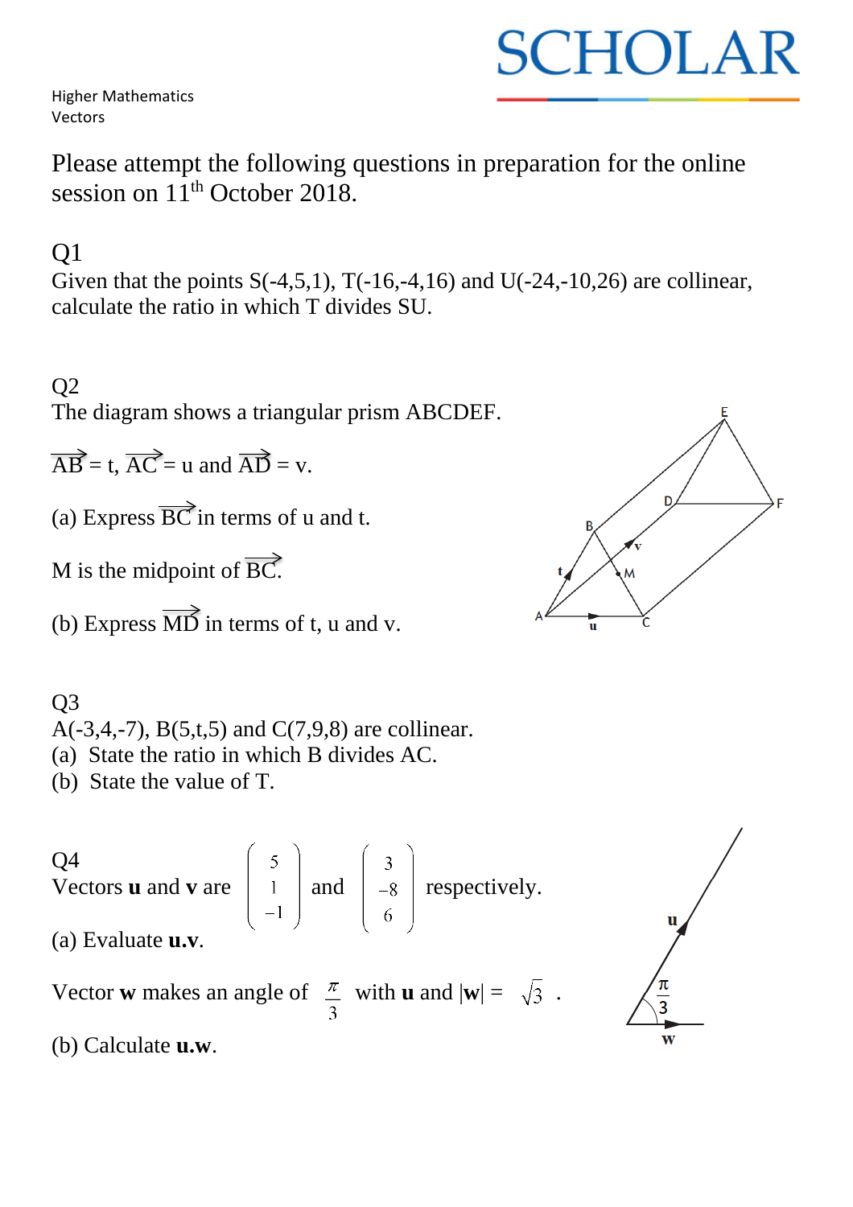Higher Mathematics
Vectors

Please attempt the following questions in preparation for the online session on 11th October 2018.

## Q1

Given that the points S(-4,5,1), T(-16,-4,16) and U(-24,-10,26) are collinear, calculate the ratio in which T divides SU.

## Q2

The diagram shows a triangular prism ABCDEF.

$\overrightarrow{AB}$ = t, $\overrightarrow{AC}$ = u and $\overrightarrow{AD}$ = v.

(a) Express $\overrightarrow{BC}$ in terms of u and t.

M is the midpoint of $\overrightarrow{BC}$.

(b) Express $\overrightarrow{MD}$ in terms of t, u and v.

## Q3

A(-3,4,-7), B(5,t,5) and C(7,9,8) are collinear.

(a) State the ratio in which B divides AC.

(b) State the value of T.

## Q4

Vectors **u** and **v** are $\begin{pmatrix} 5 \\ 1 \\ -1 \end{pmatrix}$ and $\begin{pmatrix} 3 \\ -8 \\ 6 \end{pmatrix}$ respectively.

(a) Evaluate **u.v**.

Vector **w** makes an angle of $\frac{\pi}{3}$ with **u** and $|\mathbf{w}| = \sqrt{3}$ .

(b) Calculate **u.w**.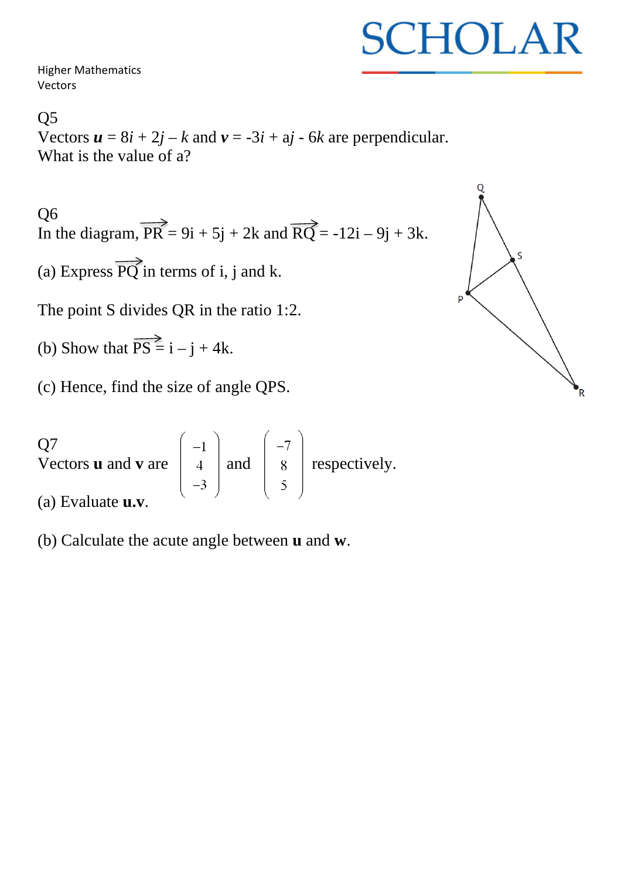Higher Mathematics
Vectors

Q5

Vectors $\boldsymbol{u} = 8i + 2j - k$ and $\boldsymbol{v} = -3i + aj - 6k$ are perpendicular.
What is the value of a?

Q6

In the diagram, $\overrightarrow{PR} = 9i + 5j + 2k$ and $\overrightarrow{RQ} = -12i - 9j + 3k$.

(a) Express $\overrightarrow{PQ}$ in terms of i, j and k.

The point S divides QR in the ratio 1:2.

(b) Show that $\overrightarrow{PS} = i - j + 4k$.

(c) Hence, find the size of angle QPS.

Q

S

P

R

Q7

Vectors **u** and **v** are $\begin{pmatrix} -1 \\ 4 \\ -3 \end{pmatrix}$ and $\begin{pmatrix} -7 \\ 8 \\ 5 \end{pmatrix}$ respectively.

(a) Evaluate **u.v**.

(b) Calculate the acute angle between **u** and **w**.